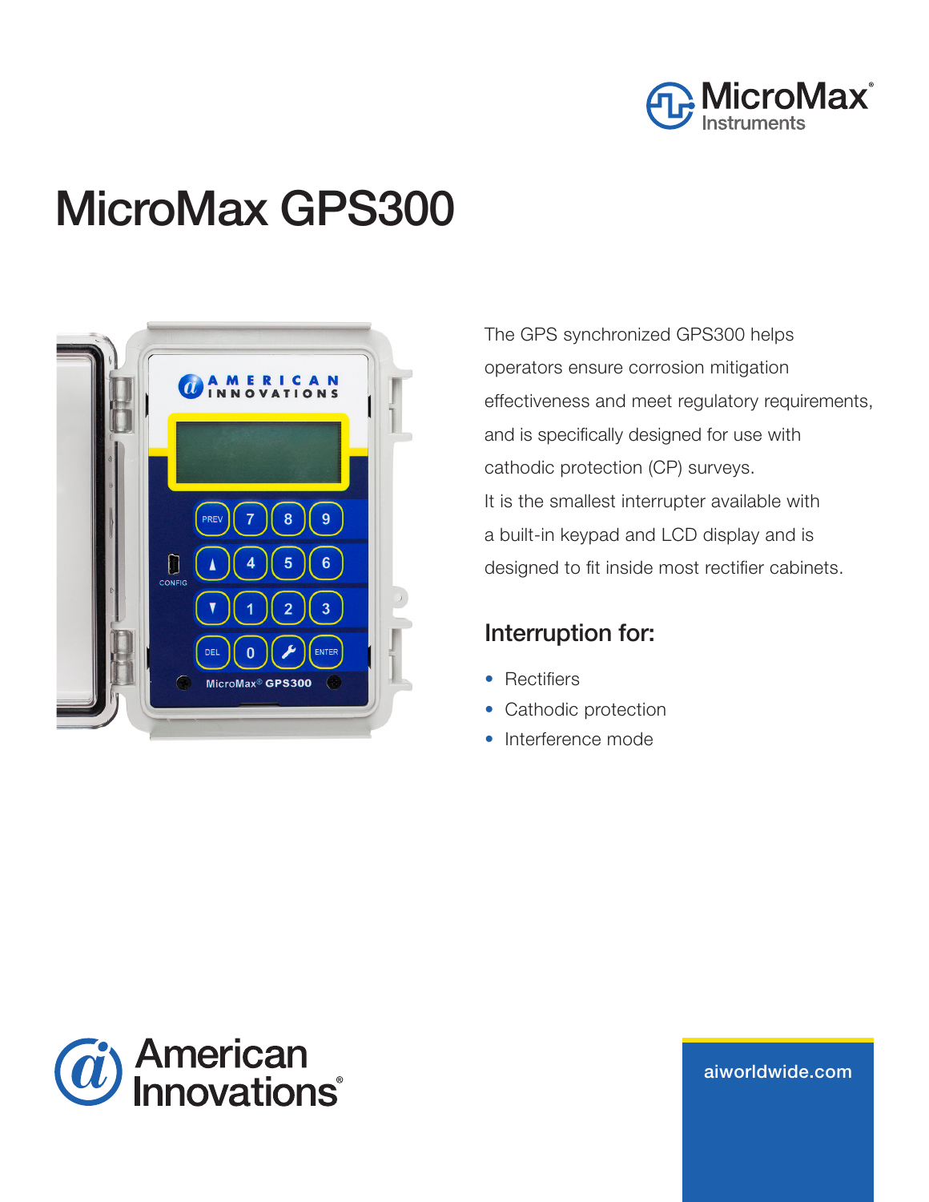MicroMax® Instruments

# MicroMax GPS300

The GPS synchronized GPS300 helps operators ensure corrosion mitigation effectiveness and meet regulatory requirements, and is specifically designed for use with cathodic protection (CP) surveys.
It is the smallest interrupter available with a built-in keypad and LCD display and is designed to fit inside most rectifier cabinets.

## Interruption for:

- Rectifiers
- Cathodic protection
- Interference mode

American Innovations®

aiworldwide.com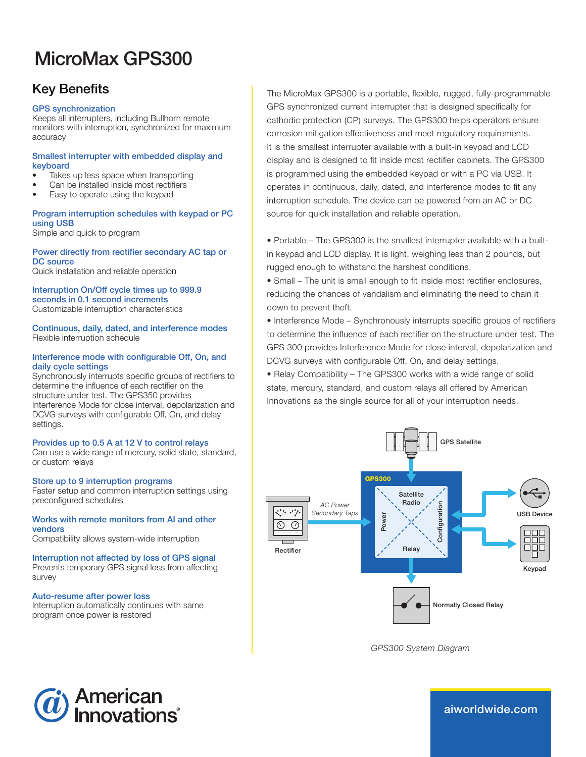# MicroMax GPS300

## Key Benefits

**GPS synchronization**
Keeps all interrupters, including Bullhorn remote monitors with interruption, synchronized for maximum accuracy

**Smallest interrupter with embedded display and keyboard**

- Takes up less space when transporting
- Can be installed inside most rectifiers
- Easy to operate using the keypad

**Program interruption schedules with keypad or PC using USB**
Simple and quick to program

**Power directly from rectifier secondary AC tap or DC source**
Quick installation and reliable operation

**Interruption On/Off cycle times up to 999.9 seconds in 0.1 second increments**
Customizable interruption characteristics

**Continuous, daily, dated, and interference modes**
Flexible interruption schedule

**Interference mode with configurable Off, On, and daily cycle settings**
Synchronously interrupts specific groups of rectifiers to determine the influence of each rectifier on the structure under test. The GPS350 provides Interference Mode for close interval, depolarization and DCVG surveys with configurable Off, On, and delay settings.

**Provides up to 0.5 A at 12 V to control relays**
Can use a wide range of mercury, solid state, standard, or custom relays

**Store up to 9 interruption programs**
Faster setup and common interruption settings using preconfigured schedules

**Works with remote monitors from AI and other vendors**
Compatibility allows system-wide interruption

**Interruption not affected by loss of GPS signal**
Prevents temporary GPS signal loss from affecting survey

**Auto-resume after power loss**
Interruption automatically continues with same program once power is restored

The MicroMax GPS300 is a portable, flexible, rugged, fully-programmable GPS synchronized current interrupter that is designed specifically for cathodic protection (CP) surveys. The GPS300 helps operators ensure corrosion mitigation effectiveness and meet regulatory requirements. It is the smallest interrupter available with a built-in keypad and LCD display and is designed to fit inside most rectifier cabinets. The GPS300 is programmed using the embedded keypad or with a PC via USB. It operates in continuous, daily, dated, and interference modes to fit any interruption schedule. The device can be powered from an AC or DC source for quick installation and reliable operation.

- Portable – The GPS300 is the smallest interrupter available with a built-in keypad and LCD display. It is light, weighing less than 2 pounds, but rugged enough to withstand the harshest conditions.
- Small – The unit is small enough to fit inside most rectifier enclosures, reducing the chances of vandalism and eliminating the need to chain it down to prevent theft.
- Interference Mode – Synchronously interrupts specific groups of rectifiers to determine the influence of each rectifier on the structure under test. The GPS 300 provides Interference Mode for close interval, depolarization and DCVG surveys with configurable Off, On, and delay settings.
- Relay Compatibility – The GPS300 works with a wide range of solid state, mercury, standard, and custom relays all offered by American Innovations as the single source for all of your interruption needs.

GPS Satellite

GPS300

Satellite Radio

Power

Configuration

Relay

AC Power Secondary Taps

Rectifier

USB Device

Keypad

Normally Closed Relay

*GPS300 System Diagram*

American Innovations

aiworldwide.com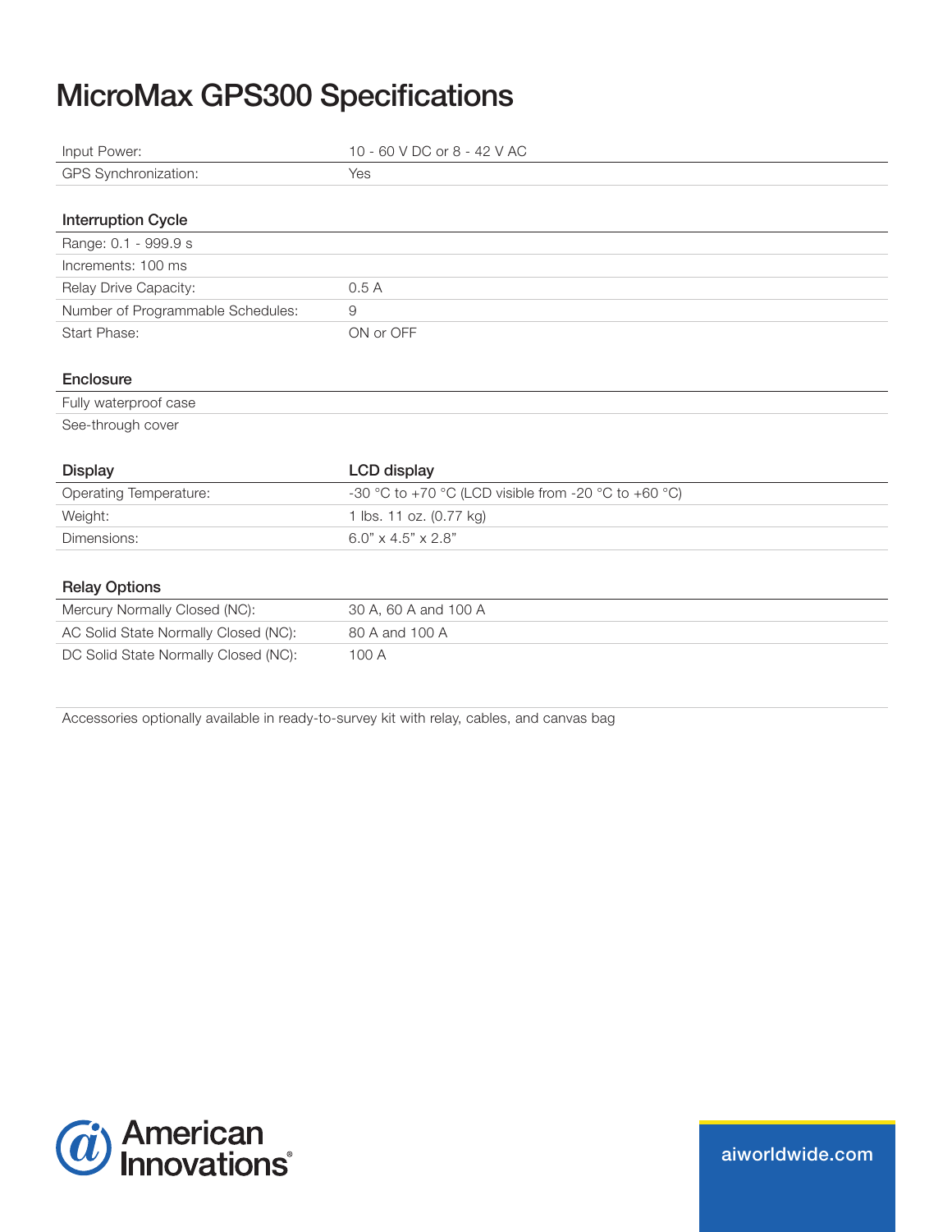# MicroMax GPS300 Specifications

| | |
|---|---|
| Input Power: | 10 - 60 V DC or 8 - 42 V AC |
| GPS Synchronization: | Yes |

| **Interruption Cycle** | |
|---|---|
| Range: 0.1 - 999.9 s | |
| Increments: 100 ms | |
| Relay Drive Capacity: | 0.5 A |
| Number of Programmable Schedules: | 9 |
| Start Phase: | ON or OFF |

| **Enclosure** |
|---|
| Fully waterproof case |
| See-through cover |

| **Display** | **LCD display** |
|---|---|
| Operating Temperature: | -30 °C to +70 °C (LCD visible from -20 °C to +60 °C) |
| Weight: | 1 lbs. 11 oz. (0.77 kg) |
| Dimensions: | 6.0" x 4.5" x 2.8" |

| **Relay Options** | |
|---|---|
| Mercury Normally Closed (NC): | 30 A, 60 A and 100 A |
| AC Solid State Normally Closed (NC): | 80 A and 100 A |
| DC Solid State Normally Closed (NC): | 100 A |

Accessories optionally available in ready-to-survey kit with relay, cables, and canvas bag

American Innovations®

aiworldwide.com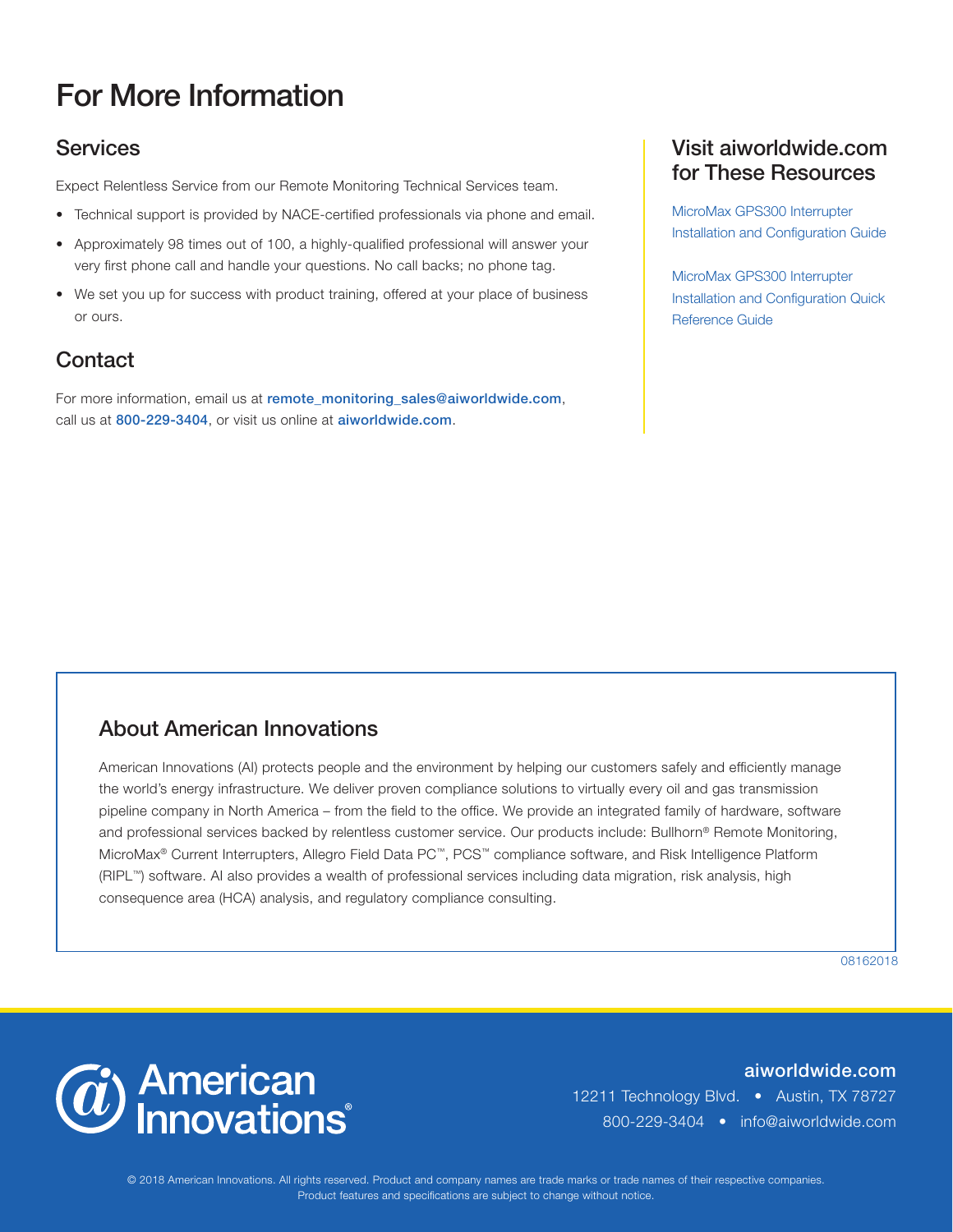# For More Information

## Services

Expect Relentless Service from our Remote Monitoring Technical Services team.

- Technical support is provided by NACE-certified professionals via phone and email.
- Approximately 98 times out of 100, a highly-qualified professional will answer your very first phone call and handle your questions. No call backs; no phone tag.
- We set you up for success with product training, offered at your place of business or ours.

## Contact

For more information, email us at **remote_monitoring_sales@aiworldwide.com**, call us at **800-229-3404**, or visit us online at **aiworldwide.com**.

## Visit aiworldwide.com for These Resources

MicroMax GPS300 Interrupter Installation and Configuration Guide

MicroMax GPS300 Interrupter Installation and Configuration Quick Reference Guide

## About American Innovations

American Innovations (AI) protects people and the environment by helping our customers safely and efficiently manage the world's energy infrastructure. We deliver proven compliance solutions to virtually every oil and gas transmission pipeline company in North America – from the field to the office. We provide an integrated family of hardware, software and professional services backed by relentless customer service. Our products include: Bullhorn® Remote Monitoring, MicroMax® Current Interrupters, Allegro Field Data PC™, PCS™ compliance software, and Risk Intelligence Platform (RIPL™) software. AI also provides a wealth of professional services including data migration, risk analysis, high consequence area (HCA) analysis, and regulatory compliance consulting.

08162018

American Innovations®

aiworldwide.com

12211 Technology Blvd. • Austin, TX 78727

800-229-3404 • info@aiworldwide.com

© 2018 American Innovations. All rights reserved. Product and company names are trade marks or trade names of their respective companies. Product features and specifications are subject to change without notice.